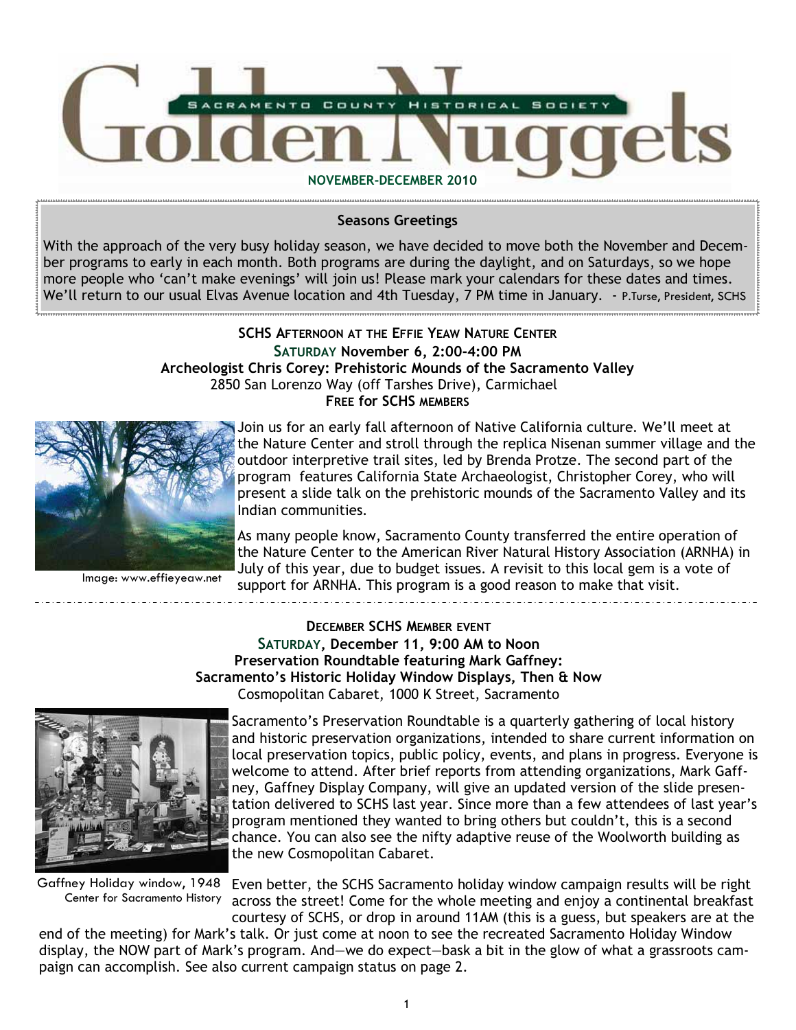# Golden Nuggets

SACRAMENTO COUNTY HISTORICAL SOCIETY

NOVEMBER-DECEMBER 2010

**Seasons Greetings**

With the approach of the very busy holiday season, we have decided to move both the November and December programs to early in each month. Both programs are during the daylight, and on Saturdays, so we hope more people who 'can't make evenings' will join us! Please mark your calendars for these dates and times. We'll return to our usual Elvas Avenue location and 4th Tuesday, 7 PM time in January. - P.Turse, President, SCHS

## SCHS Afternoon at the Effie Yeaw Nature Center

**Saturday November 6, 2:00-4:00 PM**

**Archeologist Chris Corey: Prehistoric Mounds of the Sacramento Valley**

2850 San Lorenzo Way (off Tarshes Drive), Carmichael

**Free for SCHS members**

Image: www.effieyeaw.net

Join us for an early fall afternoon of Native California culture. We'll meet at the Nature Center and stroll through the replica Nisenan summer village and the outdoor interpretive trail sites, led by Brenda Protze. The second part of the program features California State Archaeologist, Christopher Corey, who will present a slide talk on the prehistoric mounds of the Sacramento Valley and its Indian communities.

As many people know, Sacramento County transferred the entire operation of the Nature Center to the American River Natural History Association (ARNHA) in July of this year, due to budget issues. A revisit to this local gem is a vote of support for ARNHA. This program is a good reason to make that visit.

## December SCHS Member Event

**Saturday, December 11, 9:00 AM to Noon**

**Preservation Roundtable featuring Mark Gaffney:**

**Sacramento's Historic Holiday Window Displays, Then & Now**

Cosmopolitan Cabaret, 1000 K Street, Sacramento

Sacramento's Preservation Roundtable is a quarterly gathering of local history and historic preservation organizations, intended to share current information on local preservation topics, public policy, events, and plans in progress. Everyone is welcome to attend. After brief reports from attending organizations, Mark Gaffney, Gaffney Display Company, will give an updated version of the slide presentation delivered to SCHS last year. Since more than a few attendees of last year's program mentioned they wanted to bring others but couldn't, this is a second chance. You can also see the nifty adaptive reuse of the Woolworth building as the new Cosmopolitan Cabaret.

Gaffney Holiday window, 1948
Center for Sacramento History

Even better, the SCHS Sacramento holiday window campaign results will be right across the street! Come for the whole meeting and enjoy a continental breakfast courtesy of SCHS, or drop in around 11AM (this is a guess, but speakers are at the end of the meeting) for Mark's talk. Or just come at noon to see the recreated Sacramento Holiday Window display, the NOW part of Mark's program. And—we do expect—bask a bit in the glow of what a grassroots campaign can accomplish. See also current campaign status on page 2.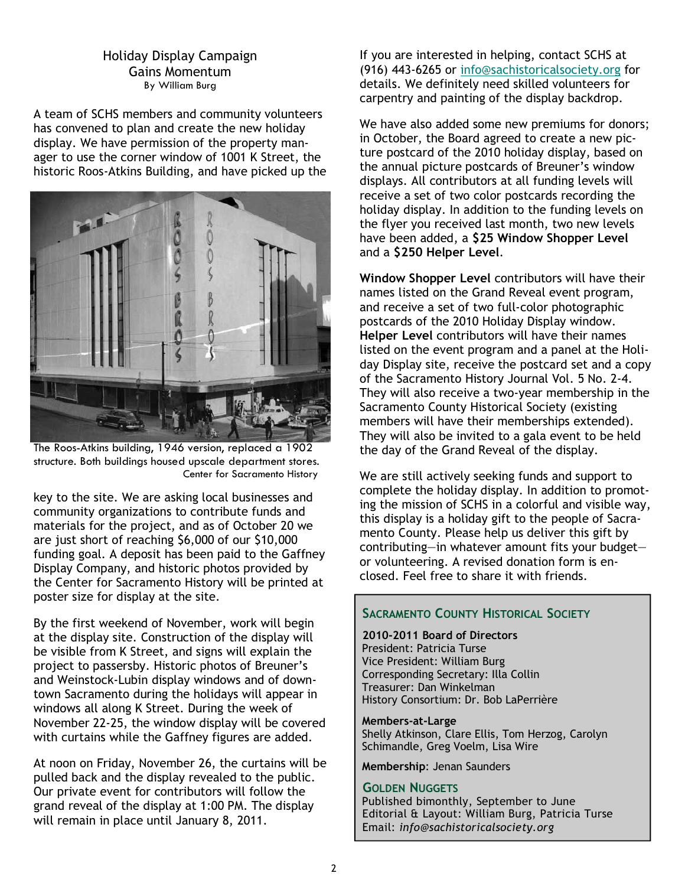## Holiday Display Campaign Gains Momentum

By William Burg

A team of SCHS members and community volunteers has convened to plan and create the new holiday display. We have permission of the property manager to use the corner window of 1001 K Street, the historic Roos-Atkins Building, and have picked up the key to the site. We are asking local businesses and community organizations to contribute funds and materials for the project, and as of October 20 we are just short of reaching $6,000 of our $10,000 funding goal. A deposit has been paid to the Gaffney Display Company, and historic photos provided by the Center for Sacramento History will be printed at poster size for display at the site.

The Roos-Atkins building, 1946 version, replaced a 1902 structure. Both buildings housed upscale department stores. Center for Sacramento History

By the first weekend of November, work will begin at the display site. Construction of the display will be visible from K Street, and signs will explain the project to passersby. Historic photos of Breuner's and Weinstock-Lubin display windows and of downtown Sacramento during the holidays will appear in windows all along K Street. During the week of November 22-25, the window display will be covered with curtains while the Gaffney figures are added.

At noon on Friday, November 26, the curtains will be pulled back and the display revealed to the public. Our private event for contributors will follow the grand reveal of the display at 1:00 PM. The display will remain in place until January 8, 2011.

If you are interested in helping, contact SCHS at (916) 443-6265 or info@sachistoricalsociety.org for details. We definitely need skilled volunteers for carpentry and painting of the display backdrop.

We have also added some new premiums for donors; in October, the Board agreed to create a new picture postcard of the 2010 holiday display, based on the annual picture postcards of Breuner's window displays. All contributors at all funding levels will receive a set of two color postcards recording the holiday display. In addition to the funding levels on the flyer you received last month, two new levels have been added, a **$25 Window Shopper Level** and a **$250 Helper Level**.

**Window Shopper Level** contributors will have their names listed on the Grand Reveal event program, and receive a set of two full-color photographic postcards of the 2010 Holiday Display window. **Helper Level** contributors will have their names listed on the event program and a panel at the Holiday Display site, receive the postcard set and a copy of the Sacramento History Journal Vol. 5 No. 2-4. They will also receive a two-year membership in the Sacramento County Historical Society (existing members will have their memberships extended). They will also be invited to a gala event to be held the day of the Grand Reveal of the display.

We are still actively seeking funds and support to complete the holiday display. In addition to promoting the mission of SCHS in a colorful and visible way, this display is a holiday gift to the people of Sacramento County. Please help us deliver this gift by contributing—in whatever amount fits your budget—or volunteering. A revised donation form is enclosed. Feel free to share it with friends.

### Sacramento County Historical Society

**2010-2011 Board of Directors**
President: Patricia Turse
Vice President: William Burg
Corresponding Secretary: Illa Collin
Treasurer: Dan Winkelman
History Consortium: Dr. Bob LaPerrière

**Members-at-Large**
Shelly Atkinson, Clare Ellis, Tom Herzog, Carolyn Schimandle, Greg Voelm, Lisa Wire

**Membership**: Jenan Saunders

### Golden Nuggets

Published bimonthly, September to June
Editorial & Layout: William Burg, Patricia Turse
Email: *info@sachistoricalsociety.org*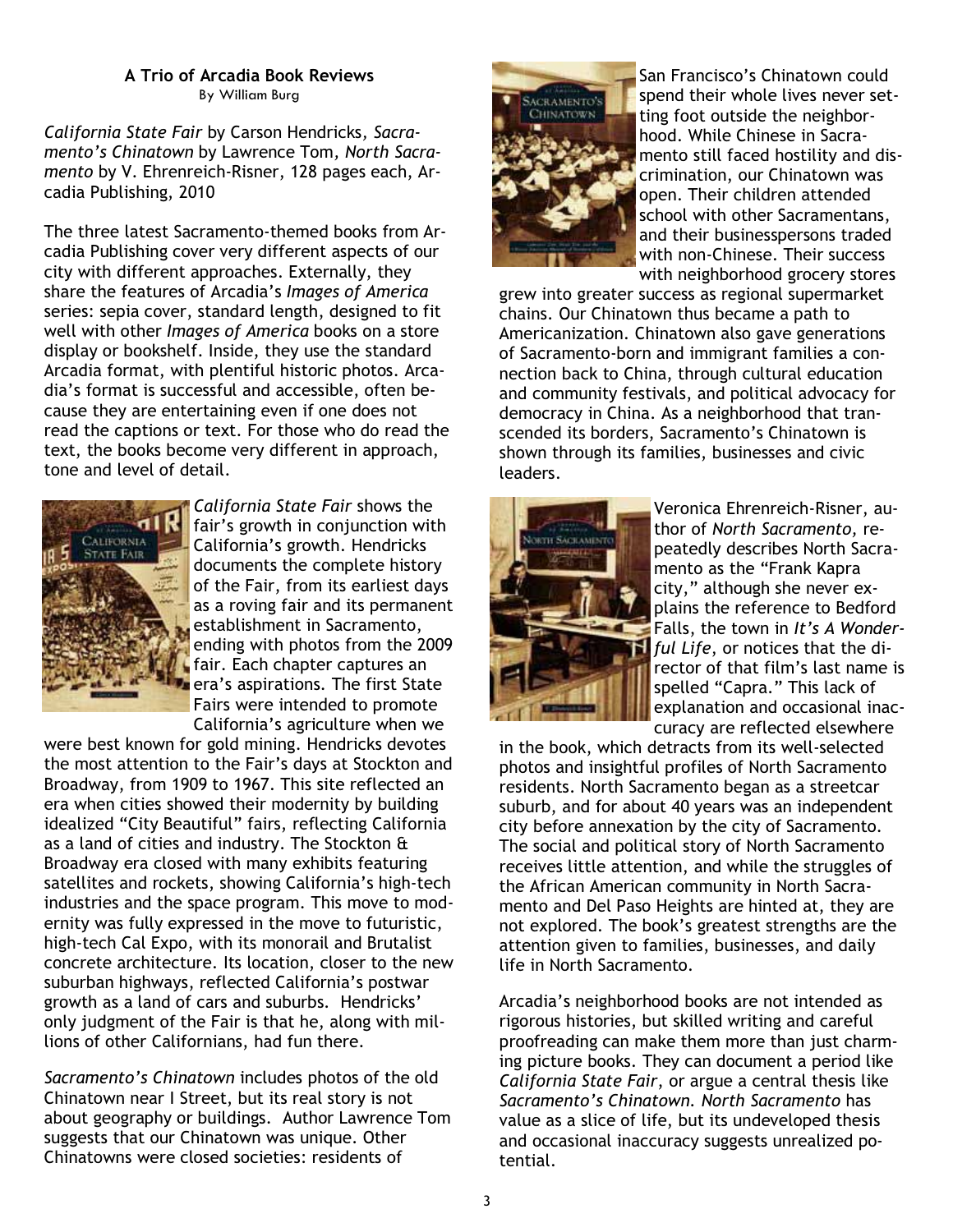## A Trio of Arcadia Book Reviews

By William Burg

*California State Fair* by Carson Hendricks, *Sacramento's Chinatown* by Lawrence Tom, *North Sacramento* by V. Ehrenreich-Risner, 128 pages each, Arcadia Publishing, 2010

The three latest Sacramento-themed books from Arcadia Publishing cover very different aspects of our city with different approaches. Externally, they share the features of Arcadia's *Images of America* series: sepia cover, standard length, designed to fit well with other *Images of America* books on a store display or bookshelf. Inside, they use the standard Arcadia format, with plentiful historic photos. Arcadia's format is successful and accessible, often because they are entertaining even if one does not read the captions or text. For those who do read the text, the books become very different in approach, tone and level of detail.

*California State Fair* shows the fair's growth in conjunction with California's growth. Hendricks documents the complete history of the Fair, from its earliest days as a roving fair and its permanent establishment in Sacramento, ending with photos from the 2009 fair. Each chapter captures an era's aspirations. The first State Fairs were intended to promote California's agriculture when we were best known for gold mining. Hendricks devotes the most attention to the Fair's days at Stockton and Broadway, from 1909 to 1967. This site reflected an era when cities showed their modernity by building idealized "City Beautiful" fairs, reflecting California as a land of cities and industry. The Stockton & Broadway era closed with many exhibits featuring satellites and rockets, showing California's high-tech industries and the space program. This move to modernity was fully expressed in the move to futuristic, high-tech Cal Expo, with its monorail and Brutalist concrete architecture. Its location, closer to the new suburban highways, reflected California's postwar growth as a land of cars and suburbs. Hendricks' only judgment of the Fair is that he, along with millions of other Californians, had fun there.

*Sacramento's Chinatown* includes photos of the old Chinatown near I Street, but its real story is not about geography or buildings. Author Lawrence Tom suggests that our Chinatown was unique. Other Chinatowns were closed societies: residents of San Francisco's Chinatown could spend their whole lives never setting foot outside the neighborhood. While Chinese in Sacramento still faced hostility and discrimination, our Chinatown was open. Their children attended school with other Sacramentans, and their businesspersons traded with non-Chinese. Their success with neighborhood grocery stores grew into greater success as regional supermarket chains. Our Chinatown thus became a path to Americanization. Chinatown also gave generations of Sacramento-born and immigrant families a connection back to China, through cultural education and community festivals, and political advocacy for democracy in China. As a neighborhood that transcended its borders, Sacramento's Chinatown is shown through its families, businesses and civic leaders.

Veronica Ehrenreich-Risner, author of *North Sacramento,* repeatedly describes North Sacramento as the "Frank Kapra city," although she never explains the reference to Bedford Falls, the town in *It's A Wonderful Life,* or notices that the director of that film's last name is spelled "Capra." This lack of explanation and occasional inaccuracy are reflected elsewhere in the book, which detracts from its well-selected photos and insightful profiles of North Sacramento residents. North Sacramento began as a streetcar suburb, and for about 40 years was an independent city before annexation by the city of Sacramento. The social and political story of North Sacramento receives little attention, and while the struggles of the African American community in North Sacramento and Del Paso Heights are hinted at, they are not explored. The book's greatest strengths are the attention given to families, businesses, and daily life in North Sacramento.

Arcadia's neighborhood books are not intended as rigorous histories, but skilled writing and careful proofreading can make them more than just charming picture books. They can document a period like *California State Fair*, or argue a central thesis like *Sacramento's Chinatown. North Sacramento* has value as a slice of life, but its undeveloped thesis and occasional inaccuracy suggests unrealized potential.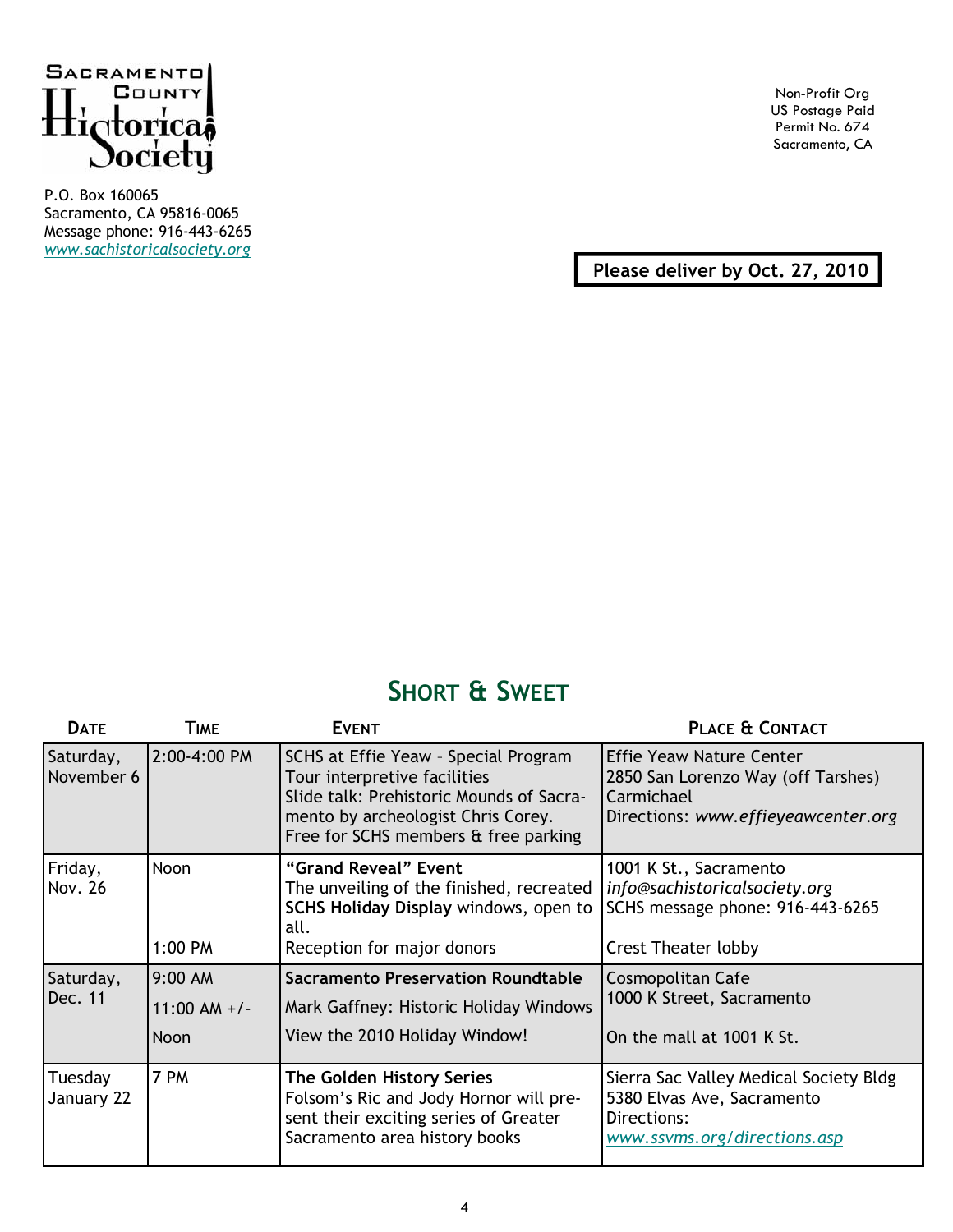Sacramento County Historical Society

P.O. Box 160065
Sacramento, CA 95816-0065
Message phone: 916-443-6265
*www.sachistoricalsociety.org*

Non-Profit Org
US Postage Paid
Permit No. 674
Sacramento, CA

**Please deliver by Oct. 27, 2010**

## Short & Sweet

| Date | Time | Event | Place & Contact |
|---|---|---|---|
| Saturday, November 6 | 2:00-4:00 PM | SCHS at Effie Yeaw – Special Program<br>Tour interpretive facilities<br>Slide talk: Prehistoric Mounds of Sacramento by archeologist Chris Corey.<br>Free for SCHS members & free parking | Effie Yeaw Nature Center<br>2850 San Lorenzo Way (off Tarshes)<br>Carmichael<br>Directions: *www.effieyeawcenter.org* |
| Friday, Nov. 26 | Noon<br><br>1:00 PM | **"Grand Reveal" Event**<br>The unveiling of the finished, recreated **SCHS Holiday Display** windows, open to all.<br>Reception for major donors | 1001 K St., Sacramento<br>*info@sachistoricalsociety.org*<br>SCHS message phone: 916-443-6265<br><br>Crest Theater lobby |
| Saturday, Dec. 11 | 9:00 AM<br>11:00 AM +/-<br>Noon | **Sacramento Preservation Roundtable**<br>Mark Gaffney: Historic Holiday Windows<br>View the 2010 Holiday Window! | Cosmopolitan Cafe<br>1000 K Street, Sacramento<br><br>On the mall at 1001 K St. |
| Tuesday January 22 | 7 PM | **The Golden History Series**<br>Folsom's Ric and Jody Hornor will present their exciting series of Greater Sacramento area history books | Sierra Sac Valley Medical Society Bldg<br>5380 Elvas Ave, Sacramento<br>Directions:<br>*www.ssvms.org/directions.asp* |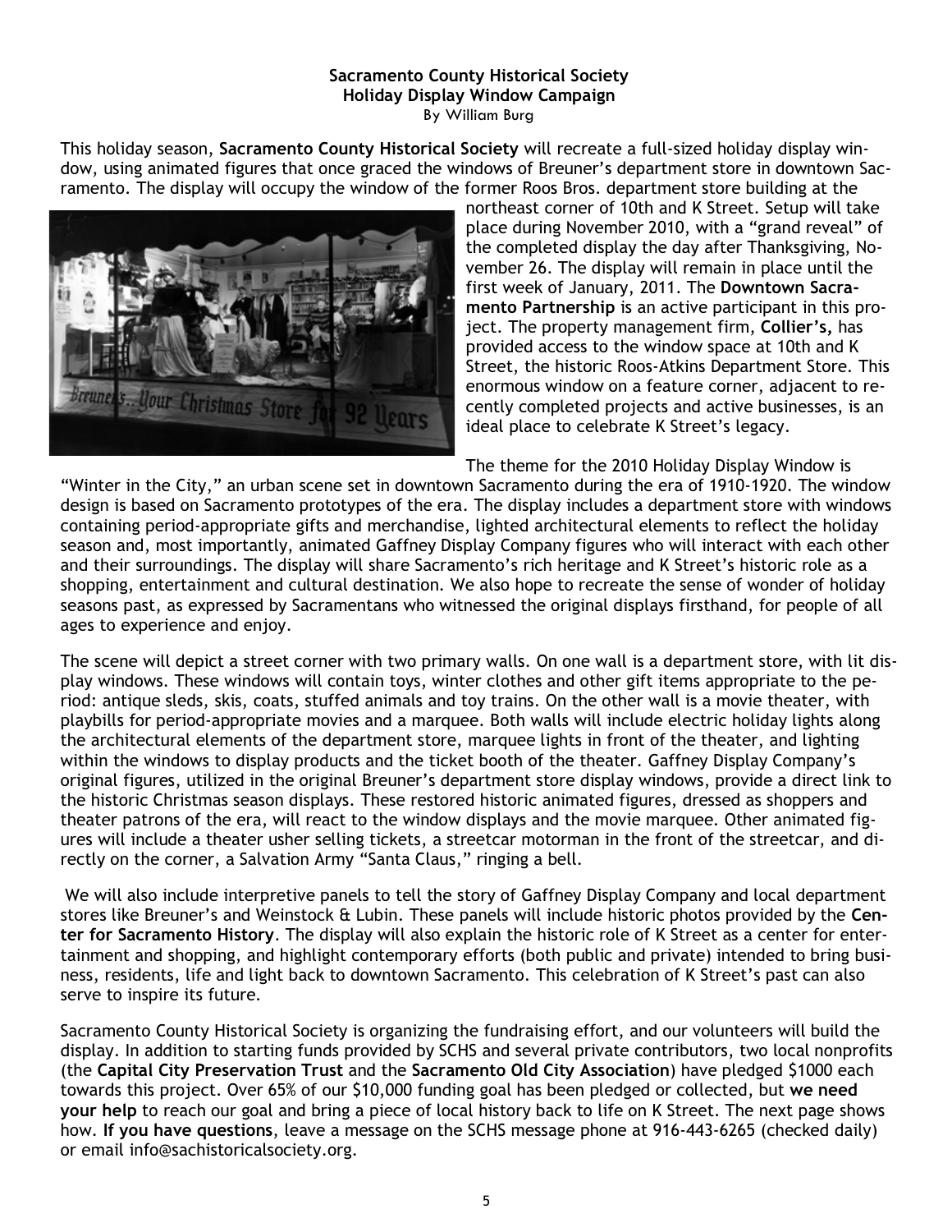**Sacramento County Historical Society**
**Holiday Display Window Campaign**
By William Burg

This holiday season, **Sacramento County Historical Society** will recreate a full-sized holiday display window, using animated figures that once graced the windows of Breuner's department store in downtown Sacramento. The display will occupy the window of the former Roos Bros. department store building at the northeast corner of 10th and K Street. Setup will take place during November 2010, with a "grand reveal" of the completed display the day after Thanksgiving, November 26. The display will remain in place until the first week of January, 2011. The **Downtown Sacramento Partnership** is an active participant in this project. The property management firm, **Collier's,** has provided access to the window space at 10th and K Street, the historic Roos-Atkins Department Store. This enormous window on a feature corner, adjacent to recently completed projects and active businesses, is an ideal place to celebrate K Street's legacy.

The theme for the 2010 Holiday Display Window is "Winter in the City," an urban scene set in downtown Sacramento during the era of 1910-1920. The window design is based on Sacramento prototypes of the era. The display includes a department store with windows containing period-appropriate gifts and merchandise, lighted architectural elements to reflect the holiday season and, most importantly, animated Gaffney Display Company figures who will interact with each other and their surroundings. The display will share Sacramento's rich heritage and K Street's historic role as a shopping, entertainment and cultural destination. We also hope to recreate the sense of wonder of holiday seasons past, as expressed by Sacramentans who witnessed the original displays firsthand, for people of all ages to experience and enjoy.

The scene will depict a street corner with two primary walls. On one wall is a department store, with lit display windows. These windows will contain toys, winter clothes and other gift items appropriate to the period: antique sleds, skis, coats, stuffed animals and toy trains. On the other wall is a movie theater, with playbills for period-appropriate movies and a marquee. Both walls will include electric holiday lights along the architectural elements of the department store, marquee lights in front of the theater, and lighting within the windows to display products and the ticket booth of the theater. Gaffney Display Company's original figures, utilized in the original Breuner's department store display windows, provide a direct link to the historic Christmas season displays. These restored historic animated figures, dressed as shoppers and theater patrons of the era, will react to the window displays and the movie marquee. Other animated figures will include a theater usher selling tickets, a streetcar motorman in the front of the streetcar, and directly on the corner, a Salvation Army "Santa Claus," ringing a bell.

We will also include interpretive panels to tell the story of Gaffney Display Company and local department stores like Breuner's and Weinstock & Lubin. These panels will include historic photos provided by the **Center for Sacramento History**. The display will also explain the historic role of K Street as a center for entertainment and shopping, and highlight contemporary efforts (both public and private) intended to bring business, residents, life and light back to downtown Sacramento. This celebration of K Street's past can also serve to inspire its future.

Sacramento County Historical Society is organizing the fundraising effort, and our volunteers will build the display. In addition to starting funds provided by SCHS and several private contributors, two local nonprofits (the **Capital City Preservation Trust** and the **Sacramento Old City Association**) have pledged $1000 each towards this project. Over 65% of our $10,000 funding goal has been pledged or collected, but **we need your help** to reach our goal and bring a piece of local history back to life on K Street. The next page shows how. **If you have questions**, leave a message on the SCHS message phone at 916-443-6265 (checked daily) or email info@sachistoricalsociety.org.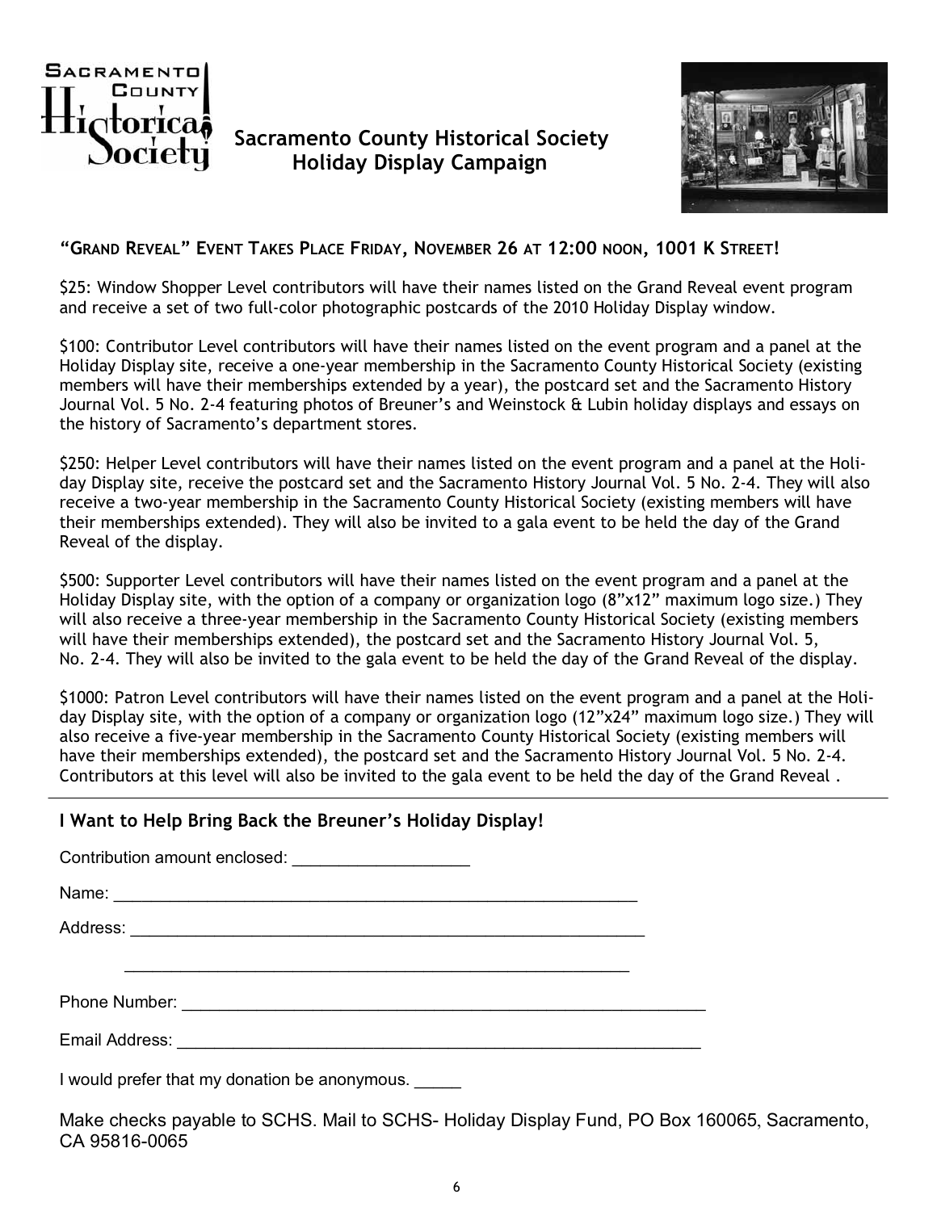# Sacramento County Historical Society Holiday Display Campaign

## "Grand Reveal" Event Takes Place Friday, November 26 at 12:00 noon, 1001 K Street!

$25: Window Shopper Level contributors will have their names listed on the Grand Reveal event program and receive a set of two full-color photographic postcards of the 2010 Holiday Display window.

$100: Contributor Level contributors will have their names listed on the event program and a panel at the Holiday Display site, receive a one-year membership in the Sacramento County Historical Society (existing members will have their memberships extended by a year), the postcard set and the Sacramento History Journal Vol. 5 No. 2-4 featuring photos of Breuner's and Weinstock & Lubin holiday displays and essays on the history of Sacramento's department stores.

$250: Helper Level contributors will have their names listed on the event program and a panel at the Holiday Display site, receive the postcard set and the Sacramento History Journal Vol. 5 No. 2-4. They will also receive a two-year membership in the Sacramento County Historical Society (existing members will have their memberships extended). They will also be invited to a gala event to be held the day of the Grand Reveal of the display.

$500: Supporter Level contributors will have their names listed on the event program and a panel at the Holiday Display site, with the option of a company or organization logo (8"x12" maximum logo size.) They will also receive a three-year membership in the Sacramento County Historical Society (existing members will have their memberships extended), the postcard set and the Sacramento History Journal Vol. 5, No. 2-4. They will also be invited to the gala event to be held the day of the Grand Reveal of the display.

$1000: Patron Level contributors will have their names listed on the event program and a panel at the Holiday Display site, with the option of a company or organization logo (12"x24" maximum logo size.) They will also receive a five-year membership in the Sacramento County Historical Society (existing members will have their memberships extended), the postcard set and the Sacramento History Journal Vol. 5 No. 2-4. Contributors at this level will also be invited to the gala event to be held the day of the Grand Reveal .

---

### I Want to Help Bring Back the Breuner's Holiday Display!

Contribution amount enclosed: ___________________

Name: ____________________________________________________________

Address: __________________________________________________________

__________________________________________________________

Phone Number: ____________________________________________________________

Email Address: ____________________________________________________________

I would prefer that my donation be anonymous. _____

Make checks payable to SCHS. Mail to SCHS- Holiday Display Fund, PO Box 160065, Sacramento, CA 95816-0065